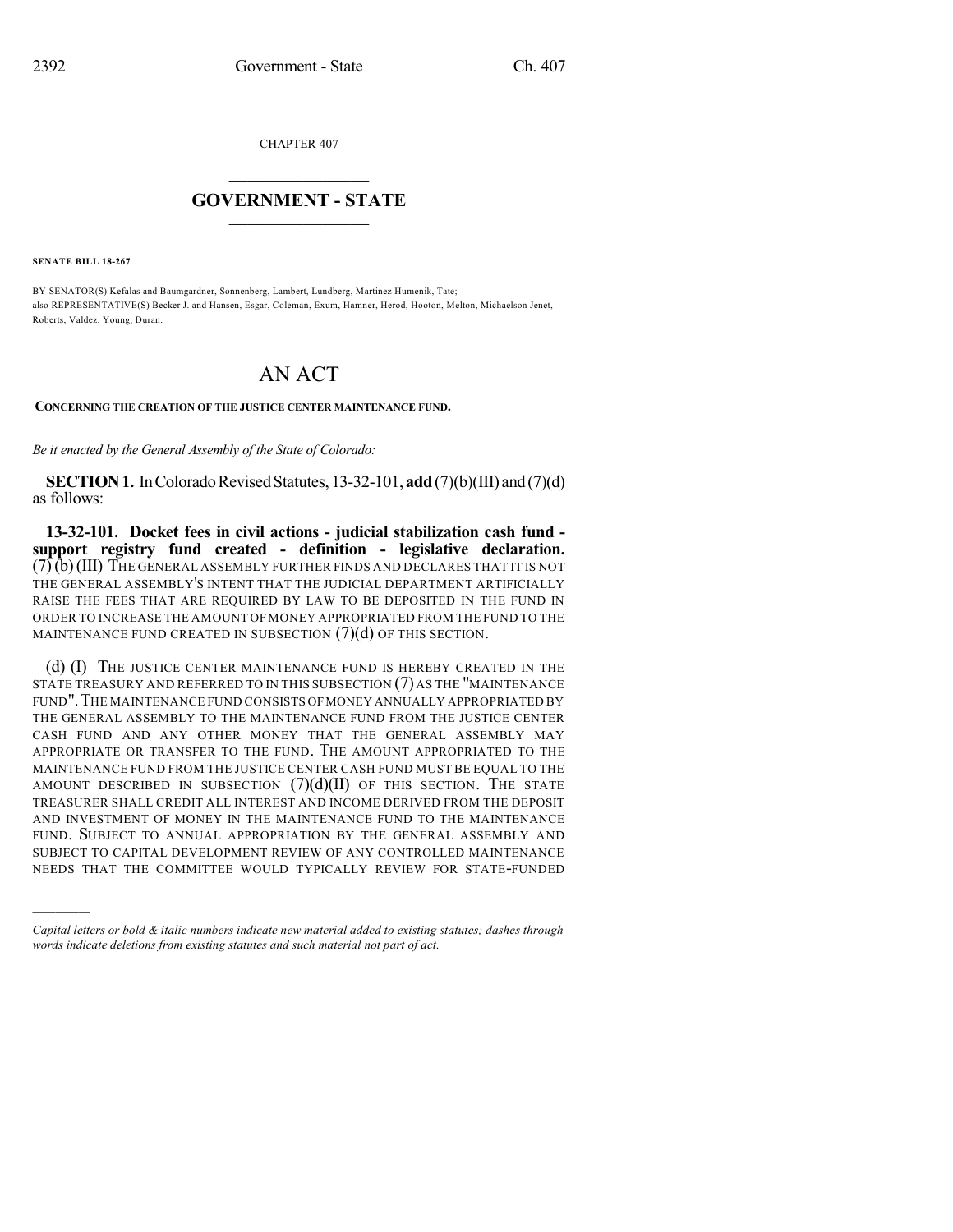CHAPTER 407

# GOVERNMENT - STATE

**SENATE BILL 18-267**

BY SENATOR(S) Kefalas and Baumgardner, Sonnenberg, Lambert, Lundberg, Martinez Humenik, Tate;
also REPRESENTATIVE(S) Becker J. and Hansen, Esgar, Coleman, Exum, Hamner, Herod, Hooton, Melton, Michaelson Jenet, Roberts, Valdez, Young, Duran.

# AN ACT

**CONCERNING THE CREATION OF THE JUSTICE CENTER MAINTENANCE FUND.**

*Be it enacted by the General Assembly of the State of Colorado:*

**SECTION 1.** In Colorado Revised Statutes, 13-32-101, **add** (7)(b)(III) and (7)(d) as follows:

**13-32-101. Docket fees in civil actions - judicial stabilization cash fund - support registry fund created - definition - legislative declaration.** (7) (b) (III) THE GENERAL ASSEMBLY FURTHER FINDS AND DECLARES THAT IT IS NOT THE GENERAL ASSEMBLY'S INTENT THAT THE JUDICIAL DEPARTMENT ARTIFICIALLY RAISE THE FEES THAT ARE REQUIRED BY LAW TO BE DEPOSITED IN THE FUND IN ORDER TO INCREASE THE AMOUNT OF MONEY APPROPRIATED FROM THE FUND TO THE MAINTENANCE FUND CREATED IN SUBSECTION (7)(d) OF THIS SECTION.

(d) (I) THE JUSTICE CENTER MAINTENANCE FUND IS HEREBY CREATED IN THE STATE TREASURY AND REFERRED TO IN THIS SUBSECTION (7) AS THE "MAINTENANCE FUND". THE MAINTENANCE FUND CONSISTS OF MONEY ANNUALLY APPROPRIATED BY THE GENERAL ASSEMBLY TO THE MAINTENANCE FUND FROM THE JUSTICE CENTER CASH FUND AND ANY OTHER MONEY THAT THE GENERAL ASSEMBLY MAY APPROPRIATE OR TRANSFER TO THE FUND. THE AMOUNT APPROPRIATED TO THE MAINTENANCE FUND FROM THE JUSTICE CENTER CASH FUND MUST BE EQUAL TO THE AMOUNT DESCRIBED IN SUBSECTION (7)(d)(II) OF THIS SECTION. THE STATE TREASURER SHALL CREDIT ALL INTEREST AND INCOME DERIVED FROM THE DEPOSIT AND INVESTMENT OF MONEY IN THE MAINTENANCE FUND TO THE MAINTENANCE FUND. SUBJECT TO ANNUAL APPROPRIATION BY THE GENERAL ASSEMBLY AND SUBJECT TO CAPITAL DEVELOPMENT REVIEW OF ANY CONTROLLED MAINTENANCE NEEDS THAT THE COMMITTEE WOULD TYPICALLY REVIEW FOR STATE-FUNDED

---

*Capital letters or bold & italic numbers indicate new material added to existing statutes; dashes through words indicate deletions from existing statutes and such material not part of act.*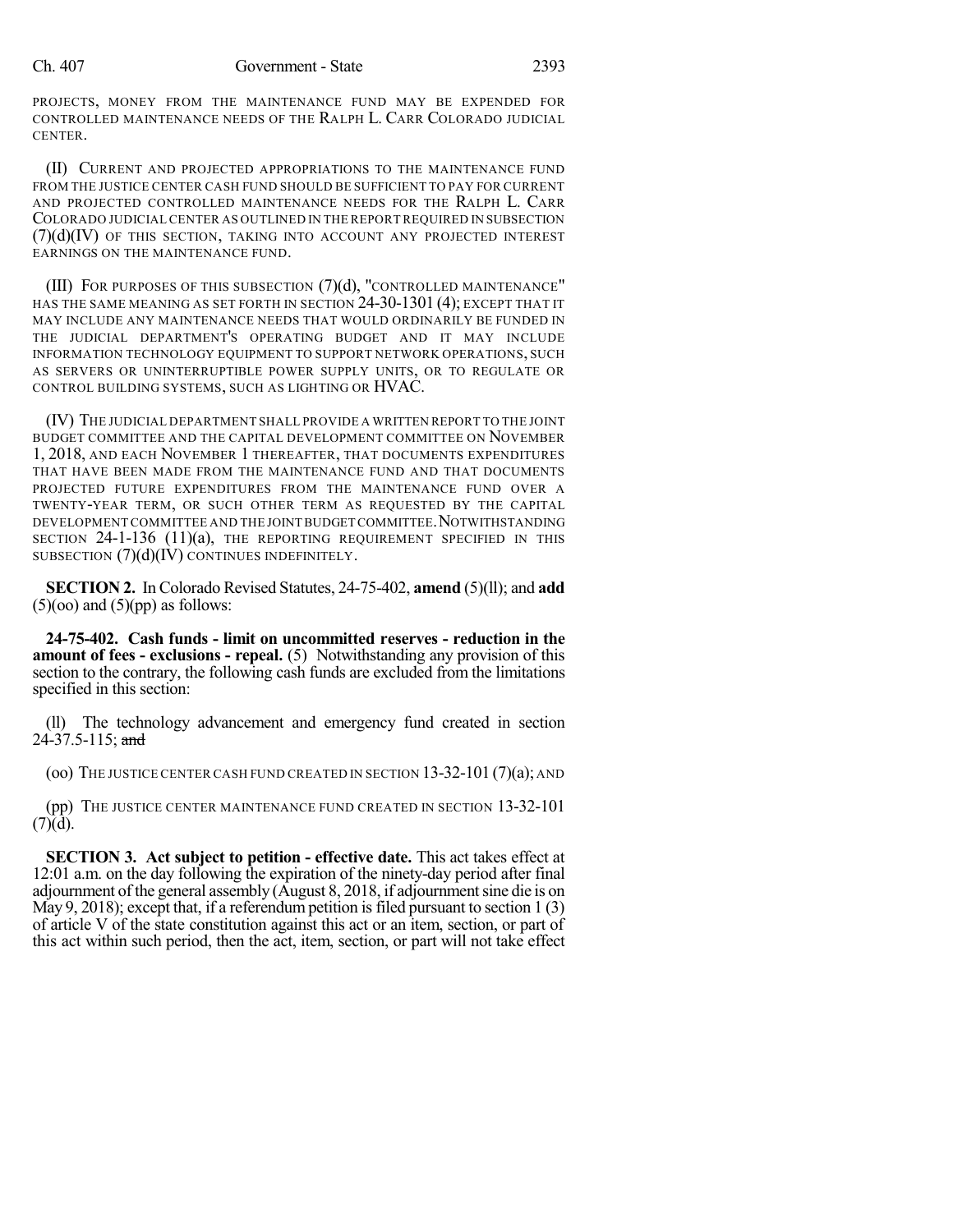PROJECTS, MONEY FROM THE MAINTENANCE FUND MAY BE EXPENDED FOR CONTROLLED MAINTENANCE NEEDS OF THE RALPH L. CARR COLORADO JUDICIAL CENTER.

(II) CURRENT AND PROJECTED APPROPRIATIONS TO THE MAINTENANCE FUND FROM THE JUSTICE CENTER CASH FUND SHOULD BE SUFFICIENT TO PAY FOR CURRENT AND PROJECTED CONTROLLED MAINTENANCE NEEDS FOR THE RALPH L. CARR COLORADO JUDICIAL CENTER AS OUTLINED IN THE REPORT REQUIRED IN SUBSECTION (7)(d)(IV) OF THIS SECTION, TAKING INTO ACCOUNT ANY PROJECTED INTEREST EARNINGS ON THE MAINTENANCE FUND.

(III) FOR PURPOSES OF THIS SUBSECTION (7)(d), "CONTROLLED MAINTENANCE" HAS THE SAME MEANING AS SET FORTH IN SECTION 24-30-1301 (4); EXCEPT THAT IT MAY INCLUDE ANY MAINTENANCE NEEDS THAT WOULD ORDINARILY BE FUNDED IN THE JUDICIAL DEPARTMENT'S OPERATING BUDGET AND IT MAY INCLUDE INFORMATION TECHNOLOGY EQUIPMENT TO SUPPORT NETWORK OPERATIONS, SUCH AS SERVERS OR UNINTERRUPTIBLE POWER SUPPLY UNITS, OR TO REGULATE OR CONTROL BUILDING SYSTEMS, SUCH AS LIGHTING OR HVAC.

(IV) THE JUDICIAL DEPARTMENT SHALL PROVIDE A WRITTEN REPORT TO THE JOINT BUDGET COMMITTEE AND THE CAPITAL DEVELOPMENT COMMITTEE ON NOVEMBER 1, 2018, AND EACH NOVEMBER 1 THEREAFTER, THAT DOCUMENTS EXPENDITURES THAT HAVE BEEN MADE FROM THE MAINTENANCE FUND AND THAT DOCUMENTS PROJECTED FUTURE EXPENDITURES FROM THE MAINTENANCE FUND OVER A TWENTY-YEAR TERM, OR SUCH OTHER TERM AS REQUESTED BY THE CAPITAL DEVELOPMENT COMMITTEE AND THE JOINT BUDGET COMMITTEE. NOTWITHSTANDING SECTION 24-1-136 (11)(a), THE REPORTING REQUIREMENT SPECIFIED IN THIS SUBSECTION (7)(d)(IV) CONTINUES INDEFINITELY.

**SECTION 2.** In Colorado Revised Statutes, 24-75-402, **amend** (5)(ll); and **add** (5)(oo) and (5)(pp) as follows:

**24-75-402. Cash funds - limit on uncommitted reserves - reduction in the amount of fees - exclusions - repeal.** (5) Notwithstanding any provision of this section to the contrary, the following cash funds are excluded from the limitations specified in this section:

(ll) The technology advancement and emergency fund created in section 24-37.5-115; ~~and~~

(oo) THE JUSTICE CENTER CASH FUND CREATED IN SECTION 13-32-101 (7)(a); AND

(pp) THE JUSTICE CENTER MAINTENANCE FUND CREATED IN SECTION 13-32-101 (7)(d).

**SECTION 3. Act subject to petition - effective date.** This act takes effect at 12:01 a.m. on the day following the expiration of the ninety-day period after final adjournment of the general assembly (August 8, 2018, if adjournment sine die is on May 9, 2018); except that, if a referendum petition is filed pursuant to section 1 (3) of article V of the state constitution against this act or an item, section, or part of this act within such period, then the act, item, section, or part will not take effect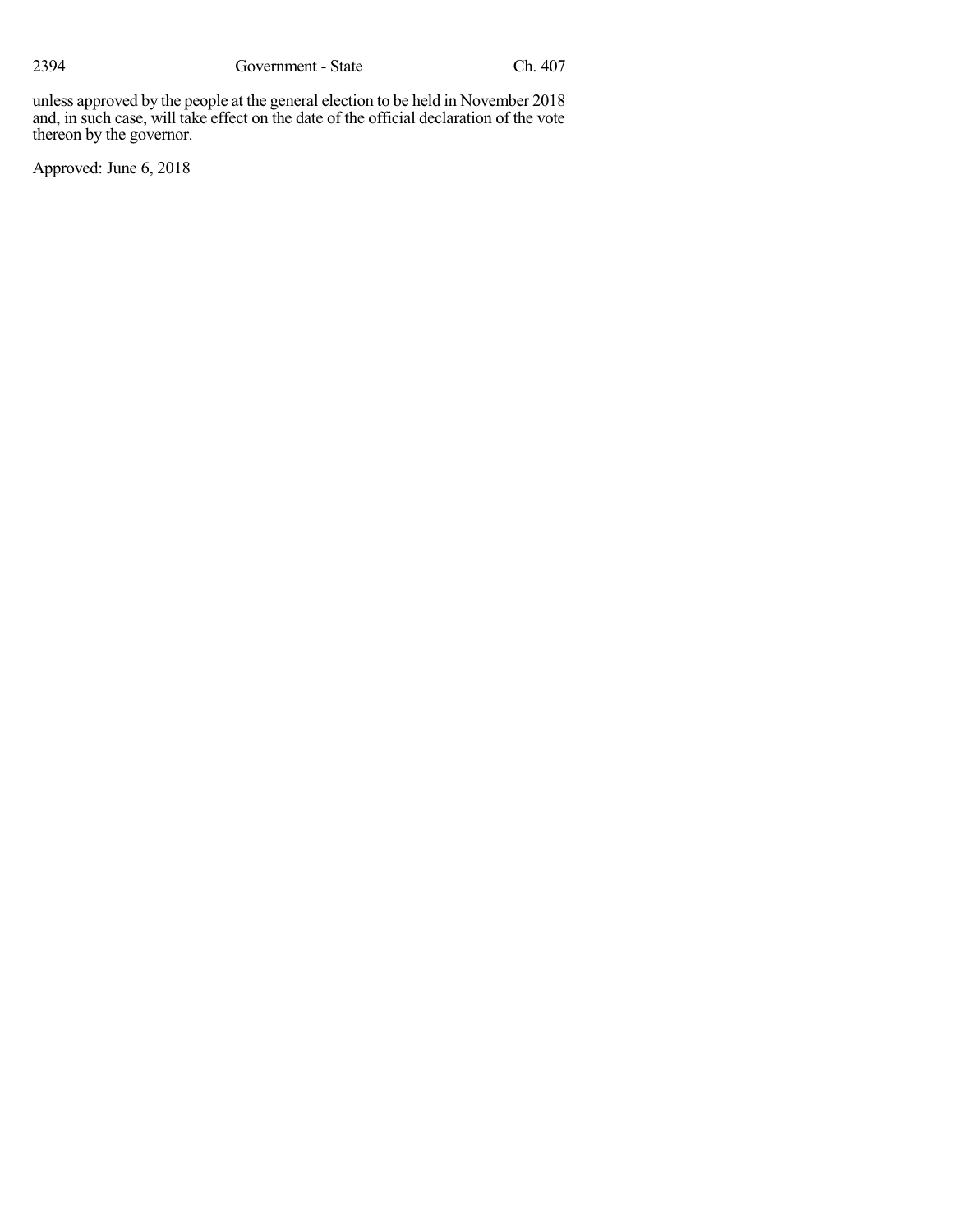unless approved by the people at the general election to be held in November 2018 and, in such case, will take effect on the date of the official declaration of the vote thereon by the governor.

Approved: June 6, 2018